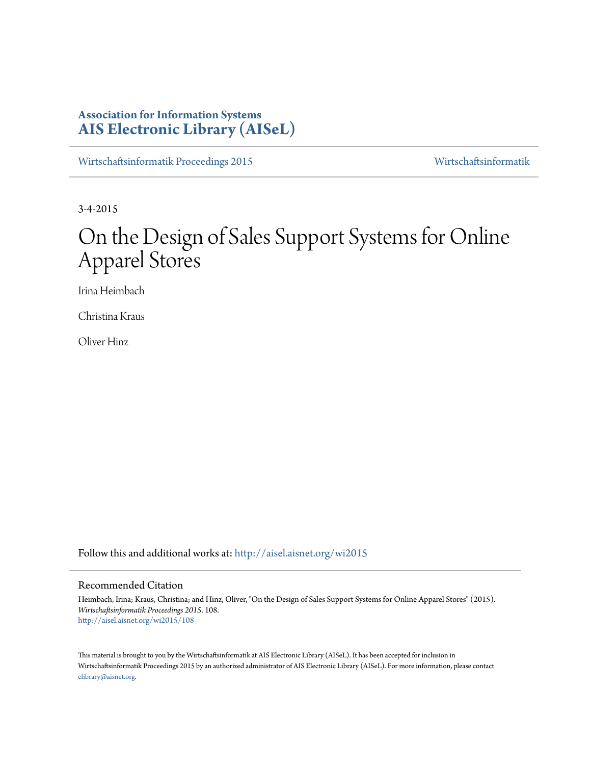**Association for Information Systems**
**AIS Electronic Library (AISeL)**

Wirtschaftsinformatik Proceedings 2015 — Wirtschaftsinformatik

3-4-2015

# On the Design of Sales Support Systems for Online Apparel Stores

Irina Heimbach

Christina Kraus

Oliver Hinz

Follow this and additional works at: http://aisel.aisnet.org/wi2015

## Recommended Citation

Heimbach, Irina; Kraus, Christina; and Hinz, Oliver, "On the Design of Sales Support Systems for Online Apparel Stores" (2015). *Wirtschaftsinformatik Proceedings 2015*. 108.
http://aisel.aisnet.org/wi2015/108

This material is brought to you by the Wirtschaftsinformatik at AIS Electronic Library (AISeL). It has been accepted for inclusion in Wirtschaftsinformatik Proceedings 2015 by an authorized administrator of AIS Electronic Library (AISeL). For more information, please contact elibrary@aisnet.org.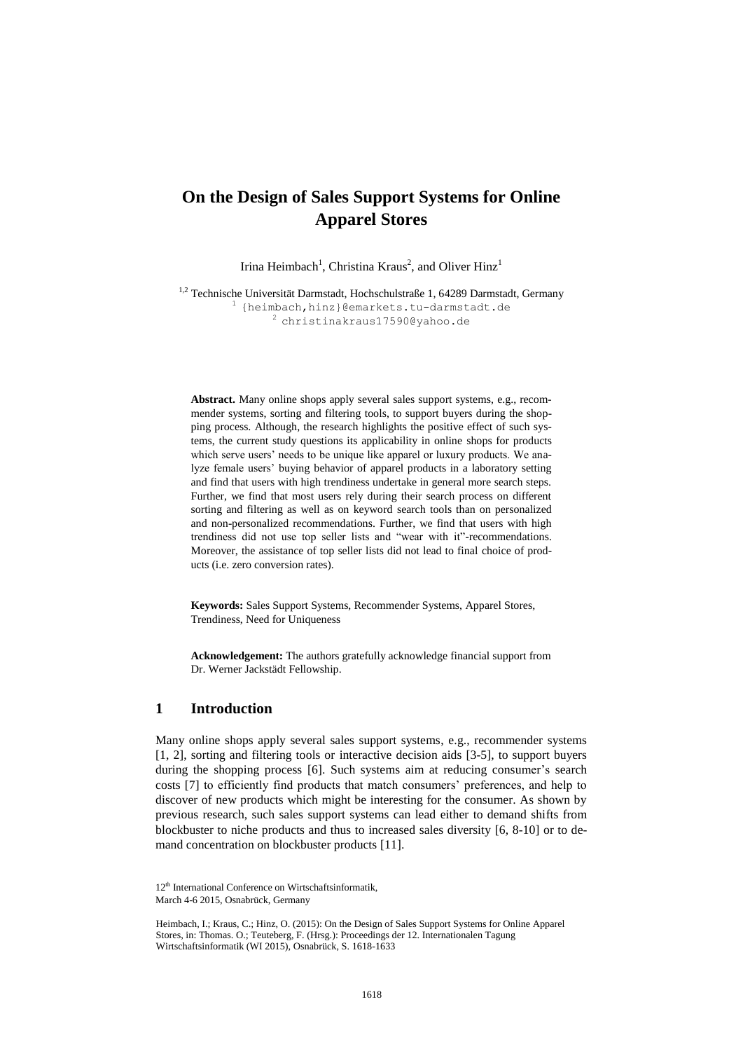# On the Design of Sales Support Systems for Online Apparel Stores

Irina Heimbach[1], Christina Kraus[2], and Oliver Hinz[1]

[1,2] Technische Universität Darmstadt, Hochschulstraße 1, 64289 Darmstadt, Germany
[1] {heimbach,hinz}@emarkets.tu-darmstadt.de
[2] christinakraus17590@yahoo.de

**Abstract.** Many online shops apply several sales support systems, e.g., recommender systems, sorting and filtering tools, to support buyers during the shopping process. Although, the research highlights the positive effect of such systems, the current study questions its applicability in online shops for products which serve users' needs to be unique like apparel or luxury products. We analyze female users' buying behavior of apparel products in a laboratory setting and find that users with high trendiness undertake in general more search steps. Further, we find that most users rely during their search process on different sorting and filtering as well as on keyword search tools than on personalized and non-personalized recommendations. Further, we find that users with high trendiness did not use top seller lists and "wear with it"-recommendations. Moreover, the assistance of top seller lists did not lead to final choice of products (i.e. zero conversion rates).

**Keywords:** Sales Support Systems, Recommender Systems, Apparel Stores, Trendiness, Need for Uniqueness

**Acknowledgement:** The authors gratefully acknowledge financial support from Dr. Werner Jackstädt Fellowship.

## 1 Introduction

Many online shops apply several sales support systems, e.g., recommender systems [1, 2], sorting and filtering tools or interactive decision aids [3-5], to support buyers during the shopping process [6]. Such systems aim at reducing consumer's search costs [7] to efficiently find products that match consumers' preferences, and help to discover of new products which might be interesting for the consumer. As shown by previous research, such sales support systems can lead either to demand shifts from blockbuster to niche products and thus to increased sales diversity [6, 8-10] or to demand concentration on blockbuster products [11].

12th International Conference on Wirtschaftsinformatik,
March 4-6 2015, Osnabrück, Germany

Heimbach, I.; Kraus, C.; Hinz, O. (2015): On the Design of Sales Support Systems for Online Apparel Stores, in: Thomas. O.; Teuteberg, F. (Hrsg.): Proceedings der 12. Internationalen Tagung Wirtschaftsinformatik (WI 2015), Osnabrück, S. 1618-1633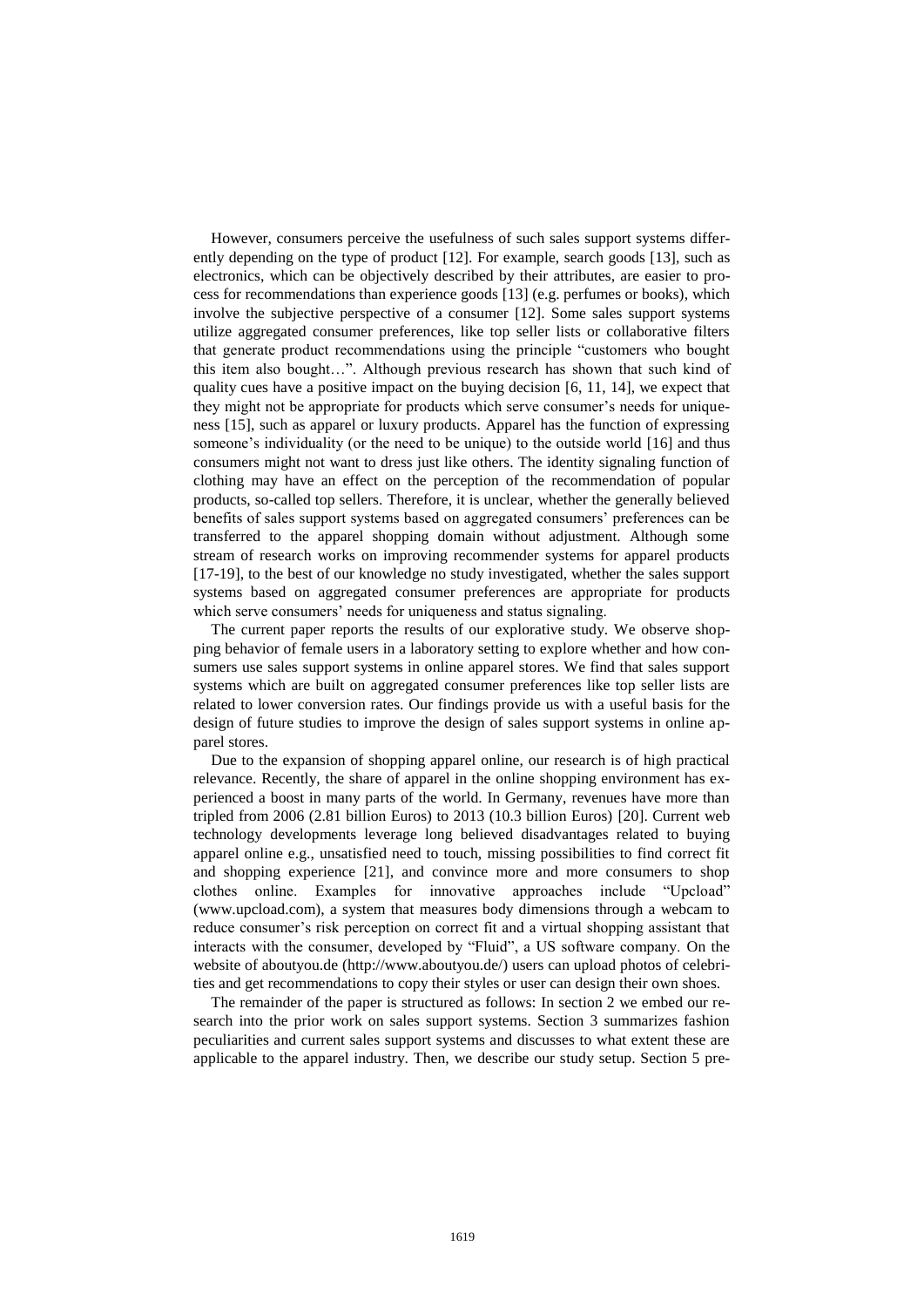However, consumers perceive the usefulness of such sales support systems differently depending on the type of product [12]. For example, search goods [13], such as electronics, which can be objectively described by their attributes, are easier to process for recommendations than experience goods [13] (e.g. perfumes or books), which involve the subjective perspective of a consumer [12]. Some sales support systems utilize aggregated consumer preferences, like top seller lists or collaborative filters that generate product recommendations using the principle "customers who bought this item also bought…". Although previous research has shown that such kind of quality cues have a positive impact on the buying decision [6, 11, 14], we expect that they might not be appropriate for products which serve consumer's needs for uniqueness [15], such as apparel or luxury products. Apparel has the function of expressing someone's individuality (or the need to be unique) to the outside world [16] and thus consumers might not want to dress just like others. The identity signaling function of clothing may have an effect on the perception of the recommendation of popular products, so-called top sellers. Therefore, it is unclear, whether the generally believed benefits of sales support systems based on aggregated consumers' preferences can be transferred to the apparel shopping domain without adjustment. Although some stream of research works on improving recommender systems for apparel products [17-19], to the best of our knowledge no study investigated, whether the sales support systems based on aggregated consumer preferences are appropriate for products which serve consumers' needs for uniqueness and status signaling.

The current paper reports the results of our explorative study. We observe shopping behavior of female users in a laboratory setting to explore whether and how consumers use sales support systems in online apparel stores. We find that sales support systems which are built on aggregated consumer preferences like top seller lists are related to lower conversion rates. Our findings provide us with a useful basis for the design of future studies to improve the design of sales support systems in online apparel stores.

Due to the expansion of shopping apparel online, our research is of high practical relevance. Recently, the share of apparel in the online shopping environment has experienced a boost in many parts of the world. In Germany, revenues have more than tripled from 2006 (2.81 billion Euros) to 2013 (10.3 billion Euros) [20]. Current web technology developments leverage long believed disadvantages related to buying apparel online e.g., unsatisfied need to touch, missing possibilities to find correct fit and shopping experience [21], and convince more and more consumers to shop clothes online. Examples for innovative approaches include "Upcload" (www.upcload.com), a system that measures body dimensions through a webcam to reduce consumer's risk perception on correct fit and a virtual shopping assistant that interacts with the consumer, developed by "Fluid", a US software company. On the website of aboutyou.de (http://www.aboutyou.de/) users can upload photos of celebrities and get recommendations to copy their styles or user can design their own shoes.

The remainder of the paper is structured as follows: In section 2 we embed our research into the prior work on sales support systems. Section 3 summarizes fashion peculiarities and current sales support systems and discusses to what extent these are applicable to the apparel industry. Then, we describe our study setup. Section 5 pre-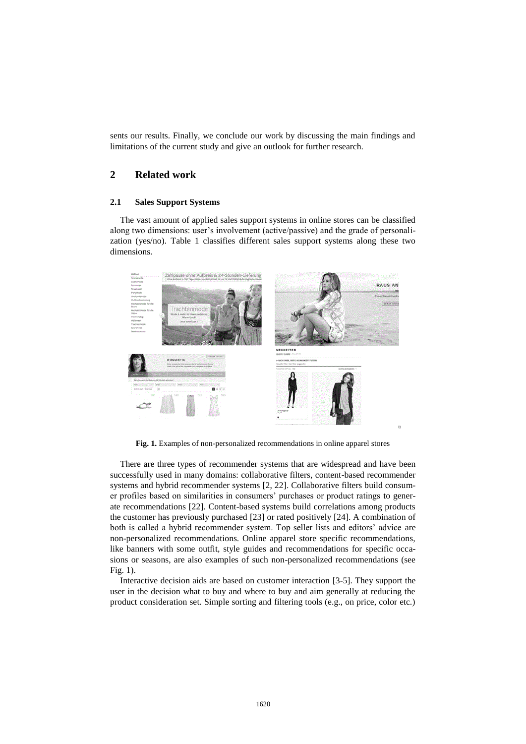sents our results. Finally, we conclude our work by discussing the main findings and limitations of the current study and give an outlook for further research.

## 2 Related work

### 2.1 Sales Support Systems

The vast amount of applied sales support systems in online stores can be classified along two dimensions: user's involvement (active/passive) and the grade of personalization (yes/no). Table 1 classifies different sales support systems along these two dimensions.

**Fig. 1.** Examples of non-personalized recommendations in online apparel stores

There are three types of recommender systems that are widespread and have been successfully used in many domains: collaborative filters, content-based recommender systems and hybrid recommender systems [2, 22]. Collaborative filters build consumer profiles based on similarities in consumers' purchases or product ratings to generate recommendations [22]. Content-based systems build correlations among products the customer has previously purchased [23] or rated positively [24]. A combination of both is called a hybrid recommender system. Top seller lists and editors' advice are non-personalized recommendations. Online apparel store specific recommendations, like banners with some outfit, style guides and recommendations for specific occasions or seasons, are also examples of such non-personalized recommendations (see Fig. 1).

Interactive decision aids are based on customer interaction [3-5]. They support the user in the decision what to buy and where to buy and aim generally at reducing the product consideration set. Simple sorting and filtering tools (e.g., on price, color etc.)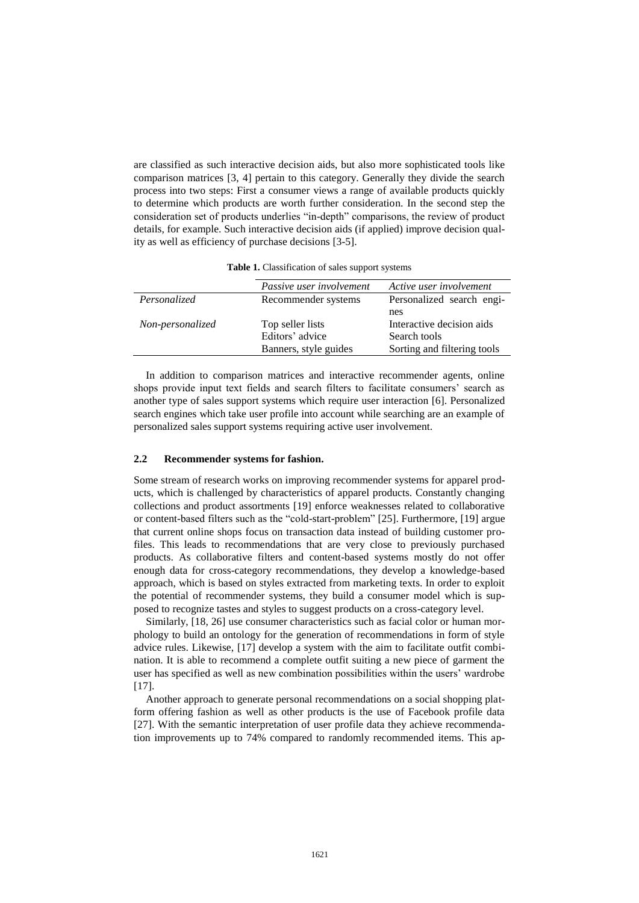are classified as such interactive decision aids, but also more sophisticated tools like comparison matrices [3, 4] pertain to this category. Generally they divide the search process into two steps: First a consumer views a range of available products quickly to determine which products are worth further consideration. In the second step the consideration set of products underlies "in-depth" comparisons, the review of product details, for example. Such interactive decision aids (if applied) improve decision quality as well as efficiency of purchase decisions [3-5].

**Table 1.** Classification of sales support systems

| | *Passive user involvement* | *Active user involvement* |
|---|---|---|
| *Personalized* | Recommender systems | Personalized search engines |
| *Non-personalized* | Top seller lists<br>Editors' advice<br>Banners, style guides | Interactive decision aids<br>Search tools<br>Sorting and filtering tools |

In addition to comparison matrices and interactive recommender agents, online shops provide input text fields and search filters to facilitate consumers' search as another type of sales support systems which require user interaction [6]. Personalized search engines which take user profile into account while searching are an example of personalized sales support systems requiring active user involvement.

### 2.2 Recommender systems for fashion.

Some stream of research works on improving recommender systems for apparel products, which is challenged by characteristics of apparel products. Constantly changing collections and product assortments [19] enforce weaknesses related to collaborative or content-based filters such as the "cold-start-problem" [25]. Furthermore, [19] argue that current online shops focus on transaction data instead of building customer profiles. This leads to recommendations that are very close to previously purchased products. As collaborative filters and content-based systems mostly do not offer enough data for cross-category recommendations, they develop a knowledge-based approach, which is based on styles extracted from marketing texts. In order to exploit the potential of recommender systems, they build a consumer model which is supposed to recognize tastes and styles to suggest products on a cross-category level.

Similarly, [18, 26] use consumer characteristics such as facial color or human morphology to build an ontology for the generation of recommendations in form of style advice rules. Likewise, [17] develop a system with the aim to facilitate outfit combination. It is able to recommend a complete outfit suiting a new piece of garment the user has specified as well as new combination possibilities within the users' wardrobe [17].

Another approach to generate personal recommendations on a social shopping platform offering fashion as well as other products is the use of Facebook profile data [27]. With the semantic interpretation of user profile data they achieve recommendation improvements up to 74% compared to randomly recommended items. This ap-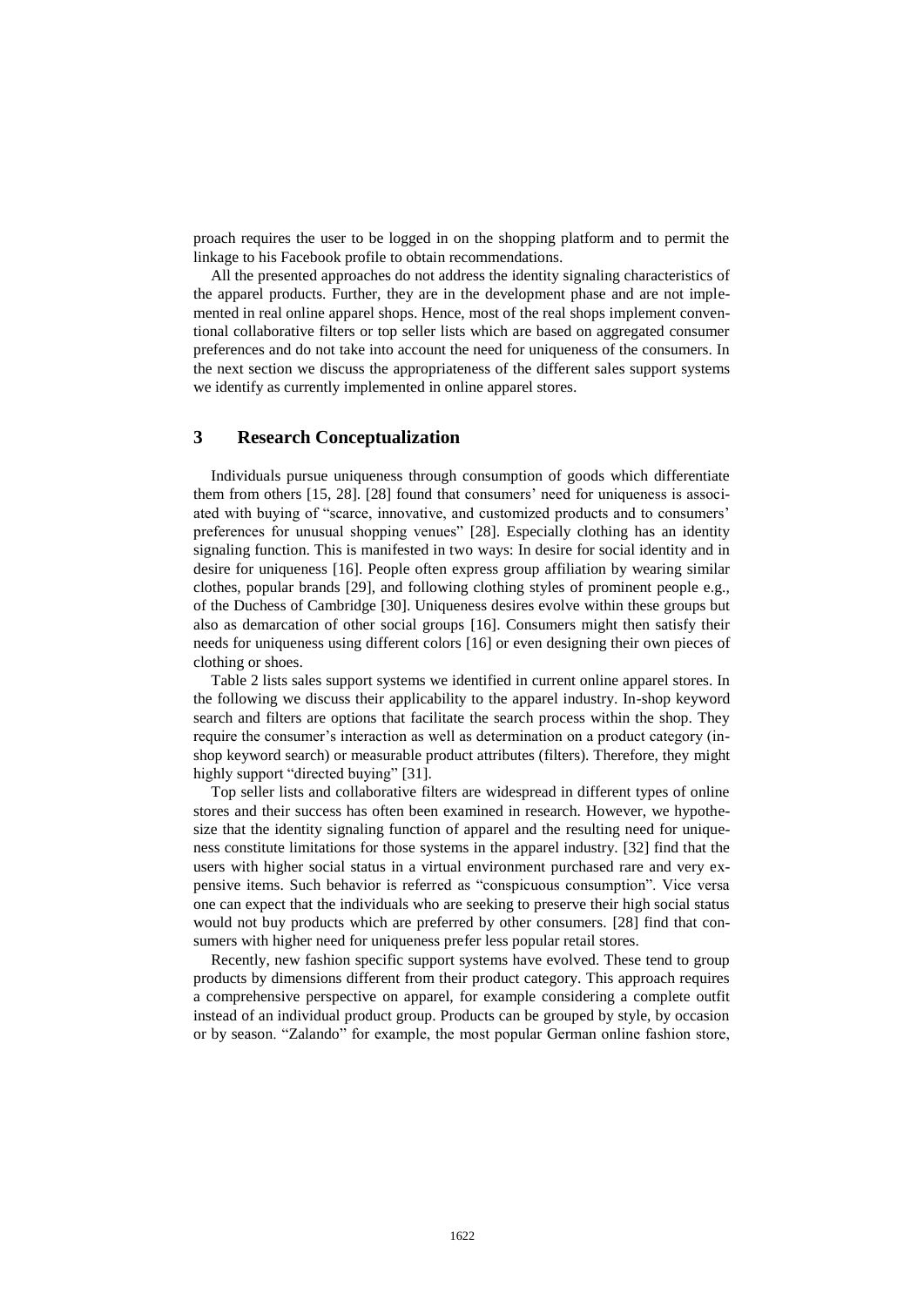proach requires the user to be logged in on the shopping platform and to permit the linkage to his Facebook profile to obtain recommendations.

All the presented approaches do not address the identity signaling characteristics of the apparel products. Further, they are in the development phase and are not implemented in real online apparel shops. Hence, most of the real shops implement conventional collaborative filters or top seller lists which are based on aggregated consumer preferences and do not take into account the need for uniqueness of the consumers. In the next section we discuss the appropriateness of the different sales support systems we identify as currently implemented in online apparel stores.

## 3 Research Conceptualization

Individuals pursue uniqueness through consumption of goods which differentiate them from others [15, 28]. [28] found that consumers' need for uniqueness is associated with buying of "scarce, innovative, and customized products and to consumers' preferences for unusual shopping venues" [28]. Especially clothing has an identity signaling function. This is manifested in two ways: In desire for social identity and in desire for uniqueness [16]. People often express group affiliation by wearing similar clothes, popular brands [29], and following clothing styles of prominent people e.g., of the Duchess of Cambridge [30]. Uniqueness desires evolve within these groups but also as demarcation of other social groups [16]. Consumers might then satisfy their needs for uniqueness using different colors [16] or even designing their own pieces of clothing or shoes.

Table 2 lists sales support systems we identified in current online apparel stores. In the following we discuss their applicability to the apparel industry. In-shop keyword search and filters are options that facilitate the search process within the shop. They require the consumer's interaction as well as determination on a product category (in-shop keyword search) or measurable product attributes (filters). Therefore, they might highly support "directed buying" [31].

Top seller lists and collaborative filters are widespread in different types of online stores and their success has often been examined in research. However, we hypothesize that the identity signaling function of apparel and the resulting need for uniqueness constitute limitations for those systems in the apparel industry. [32] find that the users with higher social status in a virtual environment purchased rare and very expensive items. Such behavior is referred as "conspicuous consumption". Vice versa one can expect that the individuals who are seeking to preserve their high social status would not buy products which are preferred by other consumers. [28] find that consumers with higher need for uniqueness prefer less popular retail stores.

Recently, new fashion specific support systems have evolved. These tend to group products by dimensions different from their product category. This approach requires a comprehensive perspective on apparel, for example considering a complete outfit instead of an individual product group. Products can be grouped by style, by occasion or by season. "Zalando" for example, the most popular German online fashion store,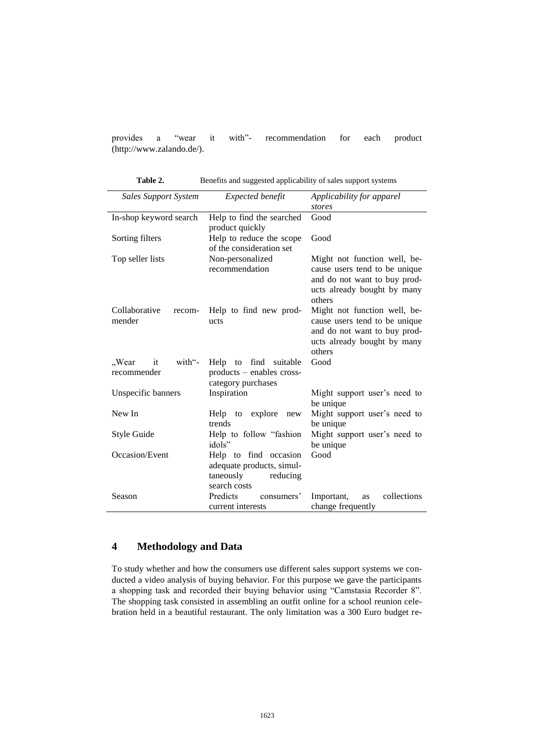provides a "wear it with"- recommendation for each product (http://www.zalando.de/).

**Table 2.** Benefits and suggested applicability of sales support systems

| *Sales Support System* | *Expected benefit* | *Applicability for apparel stores* |
|---|---|---|
| In-shop keyword search | Help to find the searched product quickly | Good |
| Sorting filters | Help to reduce the scope of the consideration set | Good |
| Top seller lists | Non-personalized recommendation | Might not function well, because users tend to be unique and do not want to buy products already bought by many others |
| Collaborative recommender | Help to find new products | Might not function well, because users tend to be unique and do not want to buy products already bought by many others |
| „Wear it with"-recommender | Help to find suitable products – enables cross-category purchases | Good |
| Unspecific banners | Inspiration | Might support user's need to be unique |
| New In | Help to explore new trends | Might support user's need to be unique |
| Style Guide | Help to follow "fashion idols" | Might support user's need to be unique |
| Occasion/Event | Help to find occasion adequate products, simultaneously reducing search costs | Good |
| Season | Predicts consumers' current interests | Important, as collections change frequently |

## 4 Methodology and Data

To study whether and how the consumers use different sales support systems we conducted a video analysis of buying behavior. For this purpose we gave the participants a shopping task and recorded their buying behavior using "Camstasia Recorder 8". The shopping task consisted in assembling an outfit online for a school reunion celebration held in a beautiful restaurant. The only limitation was a 300 Euro budget re-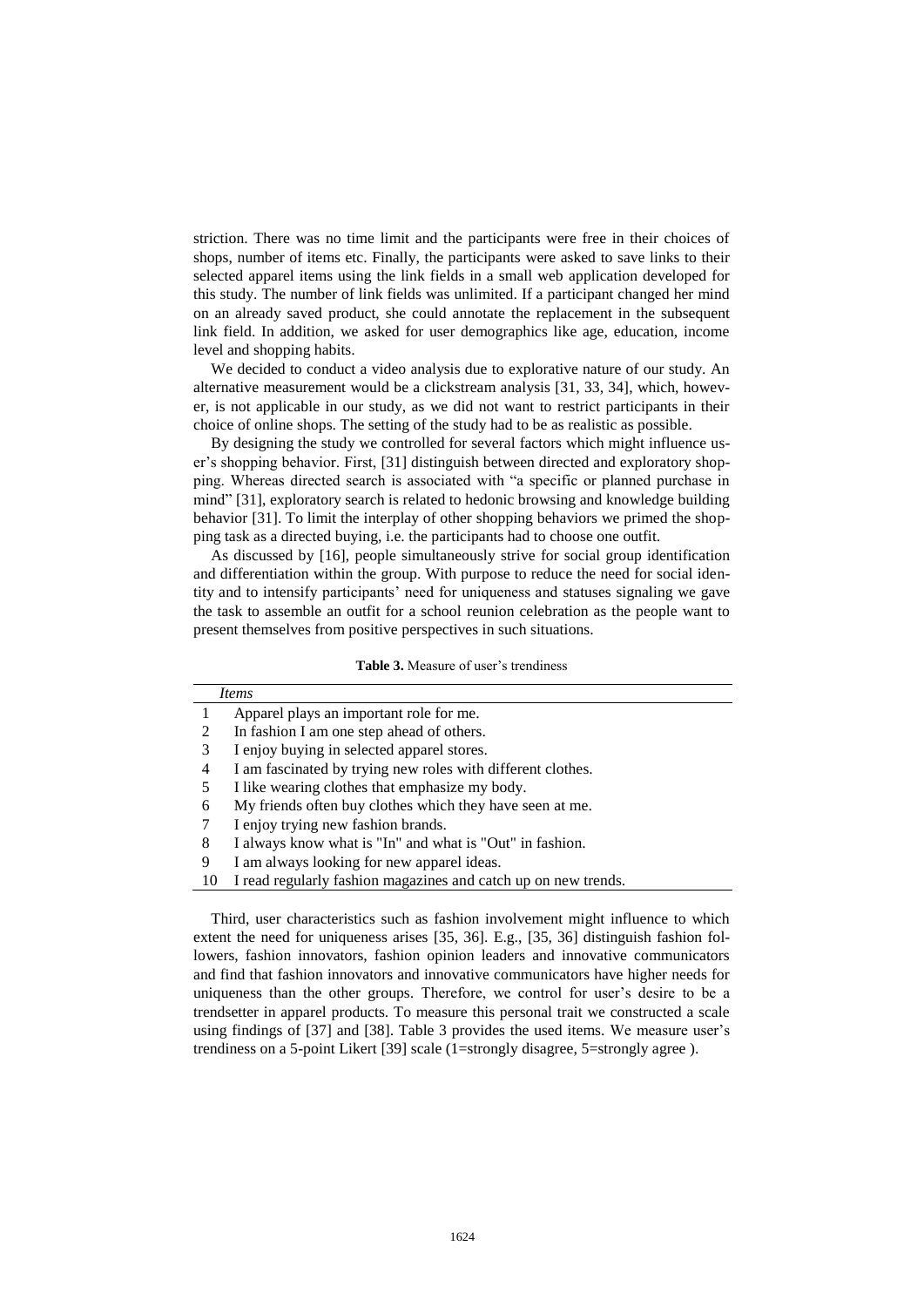striction. There was no time limit and the participants were free in their choices of shops, number of items etc. Finally, the participants were asked to save links to their selected apparel items using the link fields in a small web application developed for this study. The number of link fields was unlimited. If a participant changed her mind on an already saved product, she could annotate the replacement in the subsequent link field. In addition, we asked for user demographics like age, education, income level and shopping habits.

We decided to conduct a video analysis due to explorative nature of our study. An alternative measurement would be a clickstream analysis [31, 33, 34], which, however, is not applicable in our study, as we did not want to restrict participants in their choice of online shops. The setting of the study had to be as realistic as possible.

By designing the study we controlled for several factors which might influence user's shopping behavior. First, [31] distinguish between directed and exploratory shopping. Whereas directed search is associated with "a specific or planned purchase in mind" [31], exploratory search is related to hedonic browsing and knowledge building behavior [31]. To limit the interplay of other shopping behaviors we primed the shopping task as a directed buying, i.e. the participants had to choose one outfit.

As discussed by [16], people simultaneously strive for social group identification and differentiation within the group. With purpose to reduce the need for social identity and to intensify participants' need for uniqueness and statuses signaling we gave the task to assemble an outfit for a school reunion celebration as the people want to present themselves from positive perspectives in such situations.

**Table 3.** Measure of user's trendiness

| | *Items* |
|---|---|
| 1 | Apparel plays an important role for me. |
| 2 | In fashion I am one step ahead of others. |
| 3 | I enjoy buying in selected apparel stores. |
| 4 | I am fascinated by trying new roles with different clothes. |
| 5 | I like wearing clothes that emphasize my body. |
| 6 | My friends often buy clothes which they have seen at me. |
| 7 | I enjoy trying new fashion brands. |
| 8 | I always know what is "In" and what is "Out" in fashion. |
| 9 | I am always looking for new apparel ideas. |
| 10 | I read regularly fashion magazines and catch up on new trends. |

Third, user characteristics such as fashion involvement might influence to which extent the need for uniqueness arises [35, 36]. E.g., [35, 36] distinguish fashion followers, fashion innovators, fashion opinion leaders and innovative communicators and find that fashion innovators and innovative communicators have higher needs for uniqueness than the other groups. Therefore, we control for user's desire to be a trendsetter in apparel products. To measure this personal trait we constructed a scale using findings of [37] and [38]. Table 3 provides the used items. We measure user's trendiness on a 5-point Likert [39] scale (1=strongly disagree, 5=strongly agree ).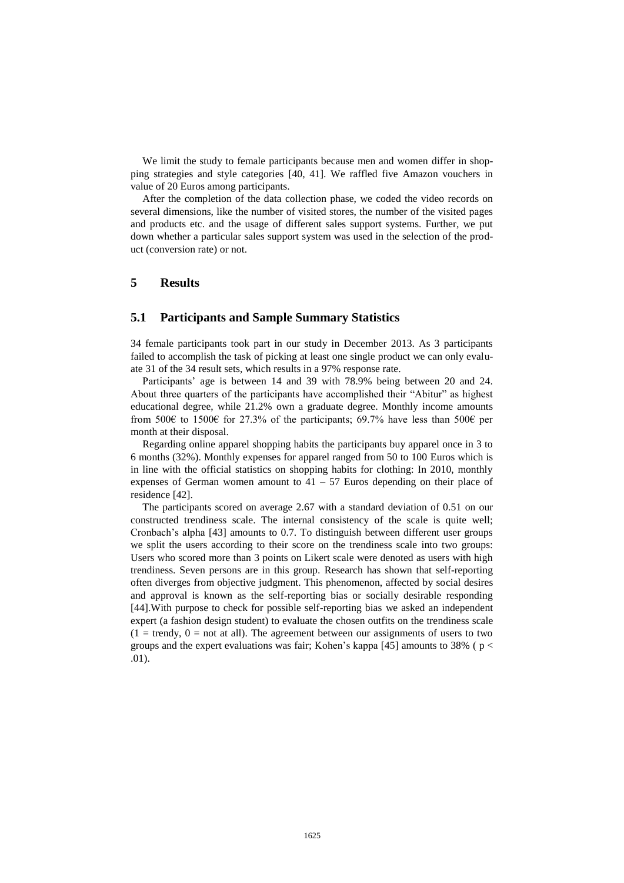We limit the study to female participants because men and women differ in shopping strategies and style categories [40, 41]. We raffled five Amazon vouchers in value of 20 Euros among participants.

After the completion of the data collection phase, we coded the video records on several dimensions, like the number of visited stores, the number of the visited pages and products etc. and the usage of different sales support systems. Further, we put down whether a particular sales support system was used in the selection of the product (conversion rate) or not.

# 5 Results

## 5.1 Participants and Sample Summary Statistics

34 female participants took part in our study in December 2013. As 3 participants failed to accomplish the task of picking at least one single product we can only evaluate 31 of the 34 result sets, which results in a 97% response rate.

Participants' age is between 14 and 39 with 78.9% being between 20 and 24. About three quarters of the participants have accomplished their "Abitur" as highest educational degree, while 21.2% own a graduate degree. Monthly income amounts from 500€ to 1500€ for 27.3% of the participants; 69.7% have less than 500€ per month at their disposal.

Regarding online apparel shopping habits the participants buy apparel once in 3 to 6 months (32%). Monthly expenses for apparel ranged from 50 to 100 Euros which is in line with the official statistics on shopping habits for clothing: In 2010, monthly expenses of German women amount to 41 – 57 Euros depending on their place of residence [42].

The participants scored on average 2.67 with a standard deviation of 0.51 on our constructed trendiness scale. The internal consistency of the scale is quite well; Cronbach's alpha [43] amounts to 0.7. To distinguish between different user groups we split the users according to their score on the trendiness scale into two groups: Users who scored more than 3 points on Likert scale were denoted as users with high trendiness. Seven persons are in this group. Research has shown that self-reporting often diverges from objective judgment. This phenomenon, affected by social desires and approval is known as the self-reporting bias or socially desirable responding [44].With purpose to check for possible self-reporting bias we asked an independent expert (a fashion design student) to evaluate the chosen outfits on the trendiness scale (1 = trendy, 0 = not at all). The agreement between our assignments of users to two groups and the expert evaluations was fair; Kohen's kappa [45] amounts to 38% ( $p < .01$).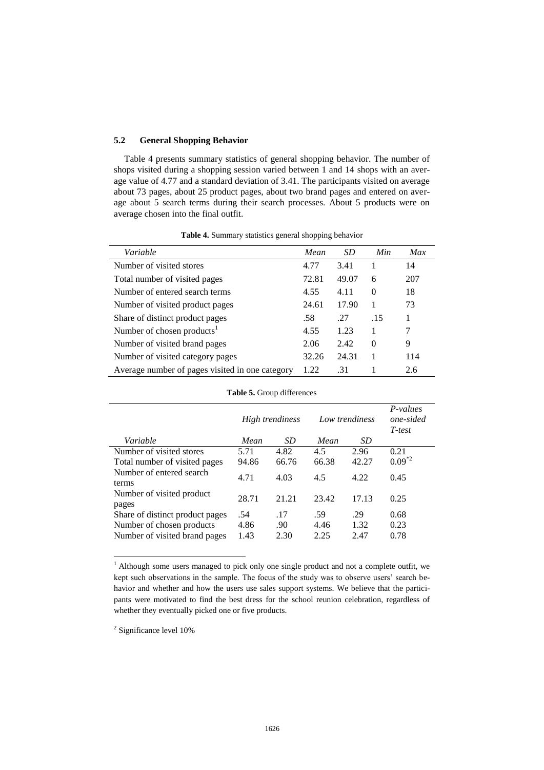### 5.2 General Shopping Behavior

Table 4 presents summary statistics of general shopping behavior. The number of shops visited during a shopping session varied between 1 and 14 shops with an average value of 4.77 and a standard deviation of 3.41. The participants visited on average about 73 pages, about 25 product pages, about two brand pages and entered on average about 5 search terms during their search processes. About 5 products were on average chosen into the final outfit.

**Table 4.** Summary statistics general shopping behavior

| *Variable* | *Mean* | *SD* | *Min* | *Max* |
|---|---|---|---|---|
| Number of visited stores | 4.77 | 3.41 | 1 | 14 |
| Total number of visited pages | 72.81 | 49.07 | 6 | 207 |
| Number of entered search terms | 4.55 | 4.11 | 0 | 18 |
| Number of visited product pages | 24.61 | 17.90 | 1 | 73 |
| Share of distinct product pages | .58 | .27 | .15 | 1 |
| Number of chosen products[1] | 4.55 | 1.23 | 1 | 7 |
| Number of visited brand pages | 2.06 | 2.42 | 0 | 9 |
| Number of visited category pages | 32.26 | 24.31 | 1 | 114 |
| Average number of pages visited in one category | 1.22 | .31 | 1 | 2.6 |

**Table 5.** Group differences

| | *High trendiness* | | *Low trendiness* | | *P-values one-sided T-test* |
|---|---|---|---|---|---|
| *Variable* | *Mean* | *SD* | *Mean* | *SD* | |
| Number of visited stores | 5.71 | 4.82 | 4.5 | 2.96 | 0.21 |
| Total number of visited pages | 94.86 | 66.76 | 66.38 | 42.27 | 0.09*[2] |
| Number of entered search terms | 4.71 | 4.03 | 4.5 | 4.22 | 0.45 |
| Number of visited product pages | 28.71 | 21.21 | 23.42 | 17.13 | 0.25 |
| Share of distinct product pages | .54 | .17 | .59 | .29 | 0.68 |
| Number of chosen products | 4.86 | .90 | 4.46 | 1.32 | 0.23 |
| Number of visited brand pages | 1.43 | 2.30 | 2.25 | 2.47 | 0.78 |

[1] Although some users managed to pick only one single product and not a complete outfit, we kept such observations in the sample. The focus of the study was to observe users' search behavior and whether and how the users use sales support systems. We believe that the participants were motivated to find the best dress for the school reunion celebration, regardless of whether they eventually picked one or five products.

[2] Significance level 10%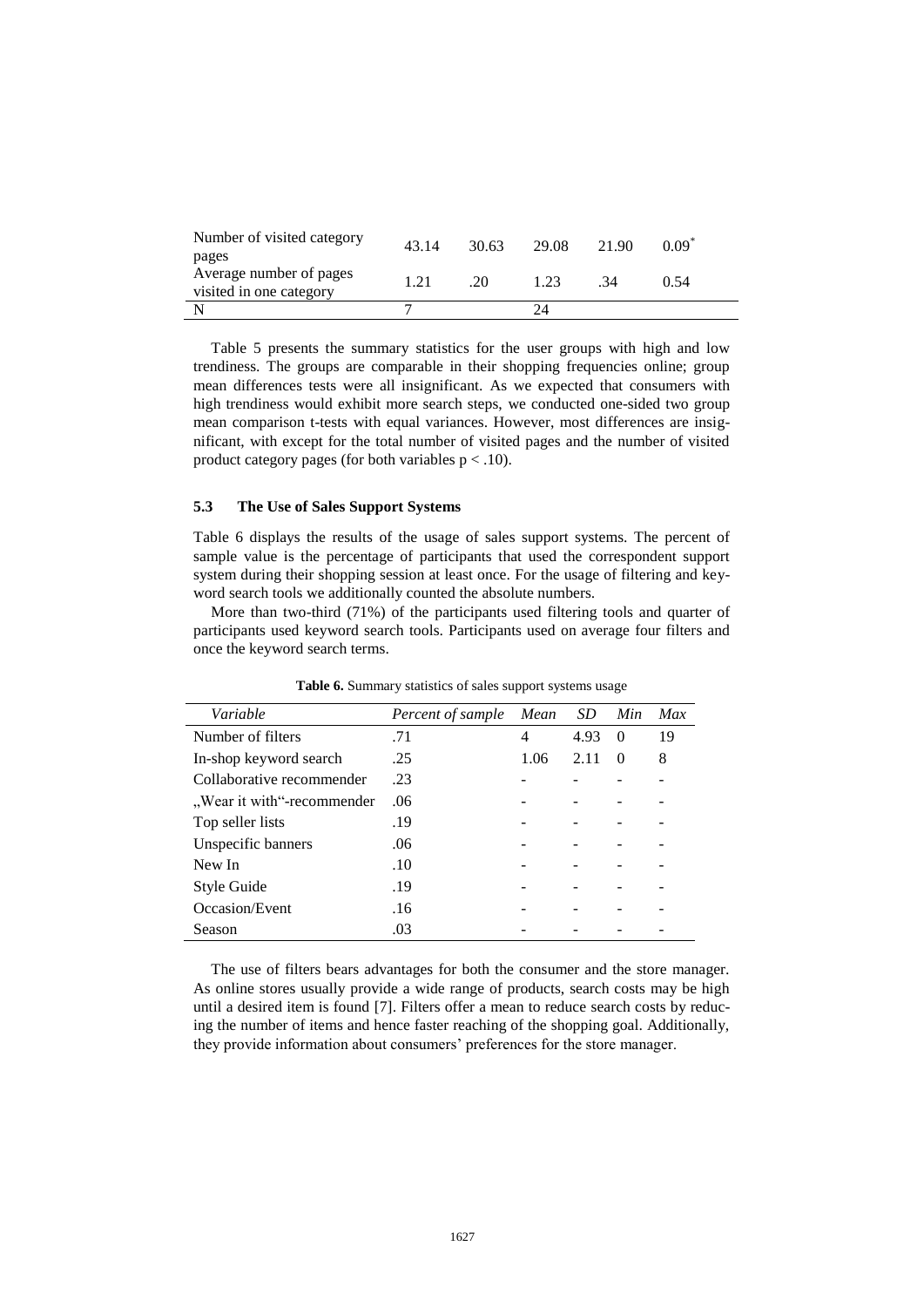| | | | | | |
|---|---|---|---|---|---|
| Number of visited category pages | 43.14 | 30.63 | 29.08 | 21.90 | 0.09* |
| Average number of pages visited in one category | 1.21 | .20 | 1.23 | .34 | 0.54 |
| N | 7 | | 24 | | |

Table 5 presents the summary statistics for the user groups with high and low trendiness. The groups are comparable in their shopping frequencies online; group mean differences tests were all insignificant. As we expected that consumers with high trendiness would exhibit more search steps, we conducted one-sided two group mean comparison t-tests with equal variances. However, most differences are insignificant, with except for the total number of visited pages and the number of visited product category pages (for both variables $p < .10$).

### 5.3 The Use of Sales Support Systems

Table 6 displays the results of the usage of sales support systems. The percent of sample value is the percentage of participants that used the correspondent support system during their shopping session at least once. For the usage of filtering and keyword search tools we additionally counted the absolute numbers.

More than two-third (71%) of the participants used filtering tools and quarter of participants used keyword search tools. Participants used on average four filters and once the keyword search terms.

**Table 6.** Summary statistics of sales support systems usage

| *Variable* | *Percent of sample* | *Mean* | *SD* | *Min* | *Max* |
|---|---|---|---|---|---|
| Number of filters | .71 | 4 | 4.93 | 0 | 19 |
| In-shop keyword search | .25 | 1.06 | 2.11 | 0 | 8 |
| Collaborative recommender | .23 | - | - | - | - |
| „Wear it with"-recommender | .06 | - | - | - | - |
| Top seller lists | .19 | - | - | - | - |
| Unspecific banners | .06 | - | - | - | - |
| New In | .10 | - | - | - | - |
| Style Guide | .19 | - | - | - | - |
| Occasion/Event | .16 | - | - | - | - |
| Season | .03 | - | - | - | - |

The use of filters bears advantages for both the consumer and the store manager. As online stores usually provide a wide range of products, search costs may be high until a desired item is found [7]. Filters offer a mean to reduce search costs by reducing the number of items and hence faster reaching of the shopping goal. Additionally, they provide information about consumers' preferences for the store manager.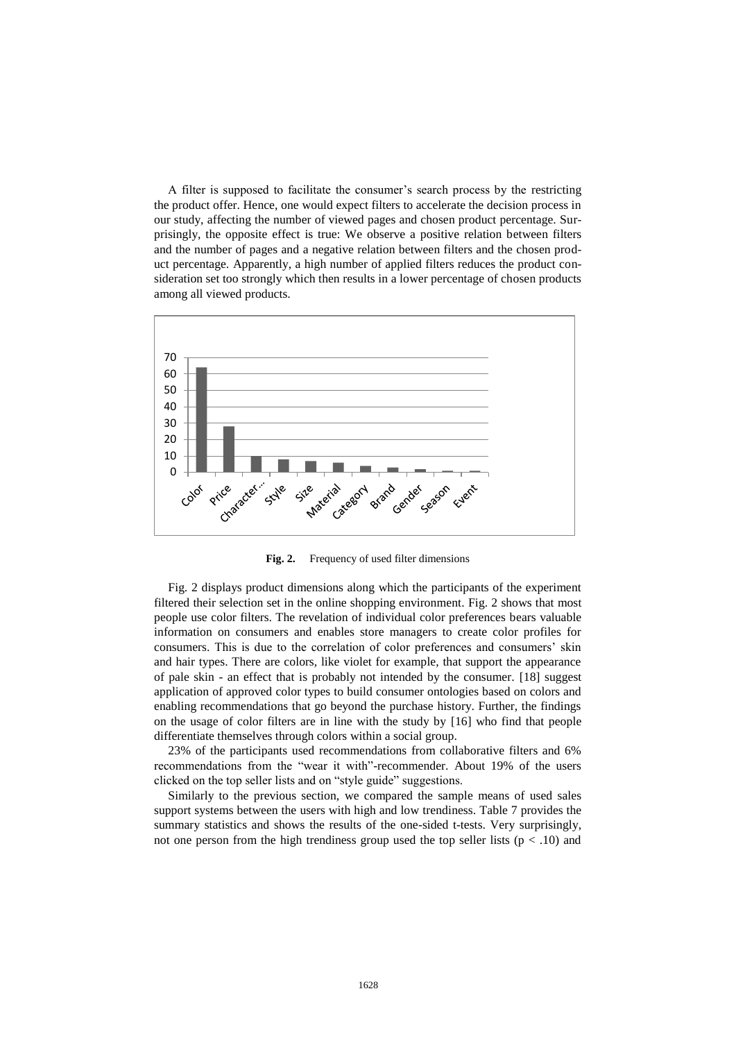A filter is supposed to facilitate the consumer's search process by the restricting the product offer. Hence, one would expect filters to accelerate the decision process in our study, affecting the number of viewed pages and chosen product percentage. Surprisingly, the opposite effect is true: We observe a positive relation between filters and the number of pages and a negative relation between filters and the chosen product percentage. Apparently, a high number of applied filters reduces the product consideration set too strongly which then results in a lower percentage of chosen products among all viewed products.

**Fig. 2.** Frequency of used filter dimensions

Fig. 2 displays product dimensions along which the participants of the experiment filtered their selection set in the online shopping environment. Fig. 2 shows that most people use color filters. The revelation of individual color preferences bears valuable information on consumers and enables store managers to create color profiles for consumers. This is due to the correlation of color preferences and consumers' skin and hair types. There are colors, like violet for example, that support the appearance of pale skin - an effect that is probably not intended by the consumer. [18] suggest application of approved color types to build consumer ontologies based on colors and enabling recommendations that go beyond the purchase history. Further, the findings on the usage of color filters are in line with the study by [16] who find that people differentiate themselves through colors within a social group.

23% of the participants used recommendations from collaborative filters and 6% recommendations from the "wear it with"-recommender. About 19% of the users clicked on the top seller lists and on "style guide" suggestions.

Similarly to the previous section, we compared the sample means of used sales support systems between the users with high and low trendiness. Table 7 provides the summary statistics and shows the results of the one-sided t-tests. Very surprisingly, not one person from the high trendiness group used the top seller lists ($p < .10$) and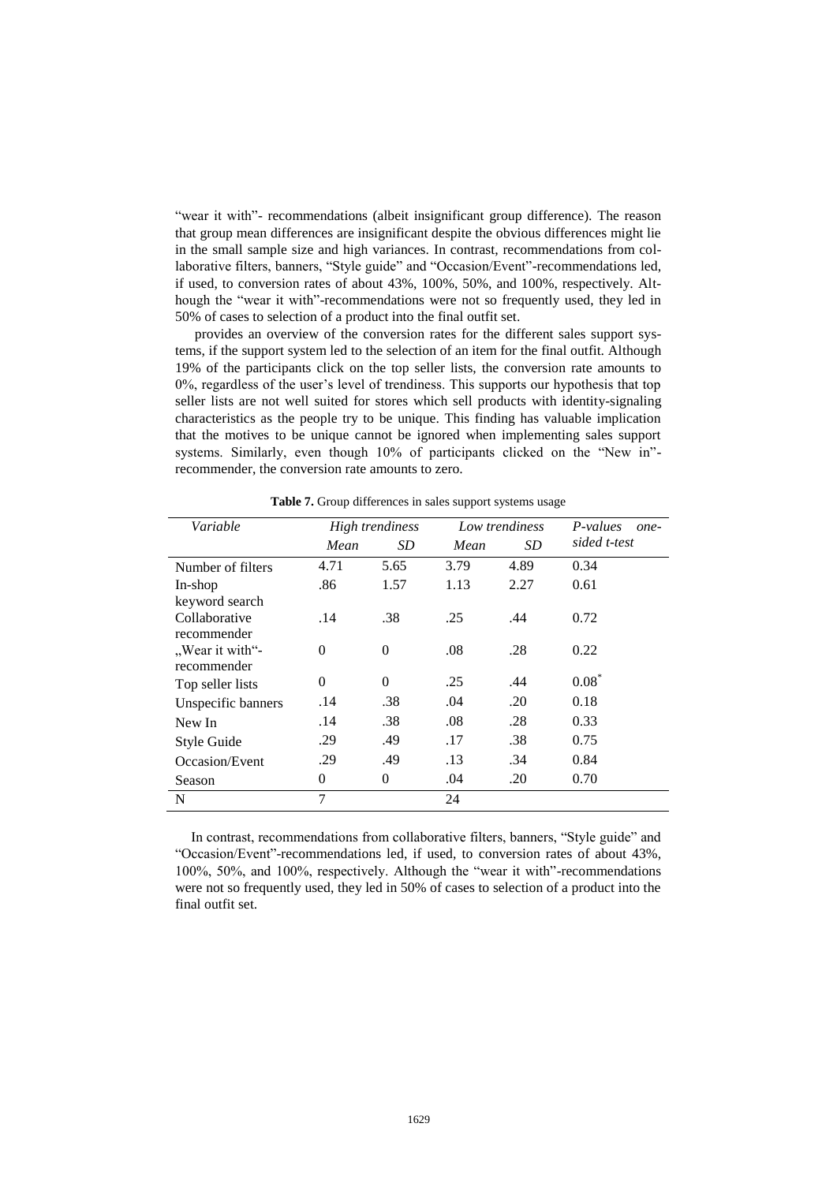"wear it with"- recommendations (albeit insignificant group difference). The reason that group mean differences are insignificant despite the obvious differences might lie in the small sample size and high variances. In contrast, recommendations from collaborative filters, banners, "Style guide" and "Occasion/Event"-recommendations led, if used, to conversion rates of about 43%, 100%, 50%, and 100%, respectively. Although the "wear it with"-recommendations were not so frequently used, they led in 50% of cases to selection of a product into the final outfit set.

provides an overview of the conversion rates for the different sales support systems, if the support system led to the selection of an item for the final outfit. Although 19% of the participants click on the top seller lists, the conversion rate amounts to 0%, regardless of the user's level of trendiness. This supports our hypothesis that top seller lists are not well suited for stores which sell products with identity-signaling characteristics as the people try to be unique. This finding has valuable implication that the motives to be unique cannot be ignored when implementing sales support systems. Similarly, even though 10% of participants clicked on the "New in"-recommender, the conversion rate amounts to zero.

**Table 7.** Group differences in sales support systems usage

| *Variable* | *High trendiness* | | *Low trendiness* | | *P-values one-sided t-test* |
|---|---|---|---|---|---|
| | *Mean* | *SD* | *Mean* | *SD* | |
| Number of filters | 4.71 | 5.65 | 3.79 | 4.89 | 0.34 |
| In-shop keyword search | .86 | 1.57 | 1.13 | 2.27 | 0.61 |
| Collaborative recommender | .14 | .38 | .25 | .44 | 0.72 |
| „Wear it with"-recommender | 0 | 0 | .08 | .28 | 0.22 |
| Top seller lists | 0 | 0 | .25 | .44 | 0.08* |
| Unspecific banners | .14 | .38 | .04 | .20 | 0.18 |
| New In | .14 | .38 | .08 | .28 | 0.33 |
| Style Guide | .29 | .49 | .17 | .38 | 0.75 |
| Occasion/Event | .29 | .49 | .13 | .34 | 0.84 |
| Season | 0 | 0 | .04 | .20 | 0.70 |
| N | 7 | | 24 | | |

In contrast, recommendations from collaborative filters, banners, "Style guide" and "Occasion/Event"-recommendations led, if used, to conversion rates of about 43%, 100%, 50%, and 100%, respectively. Although the "wear it with"-recommendations were not so frequently used, they led in 50% of cases to selection of a product into the final outfit set.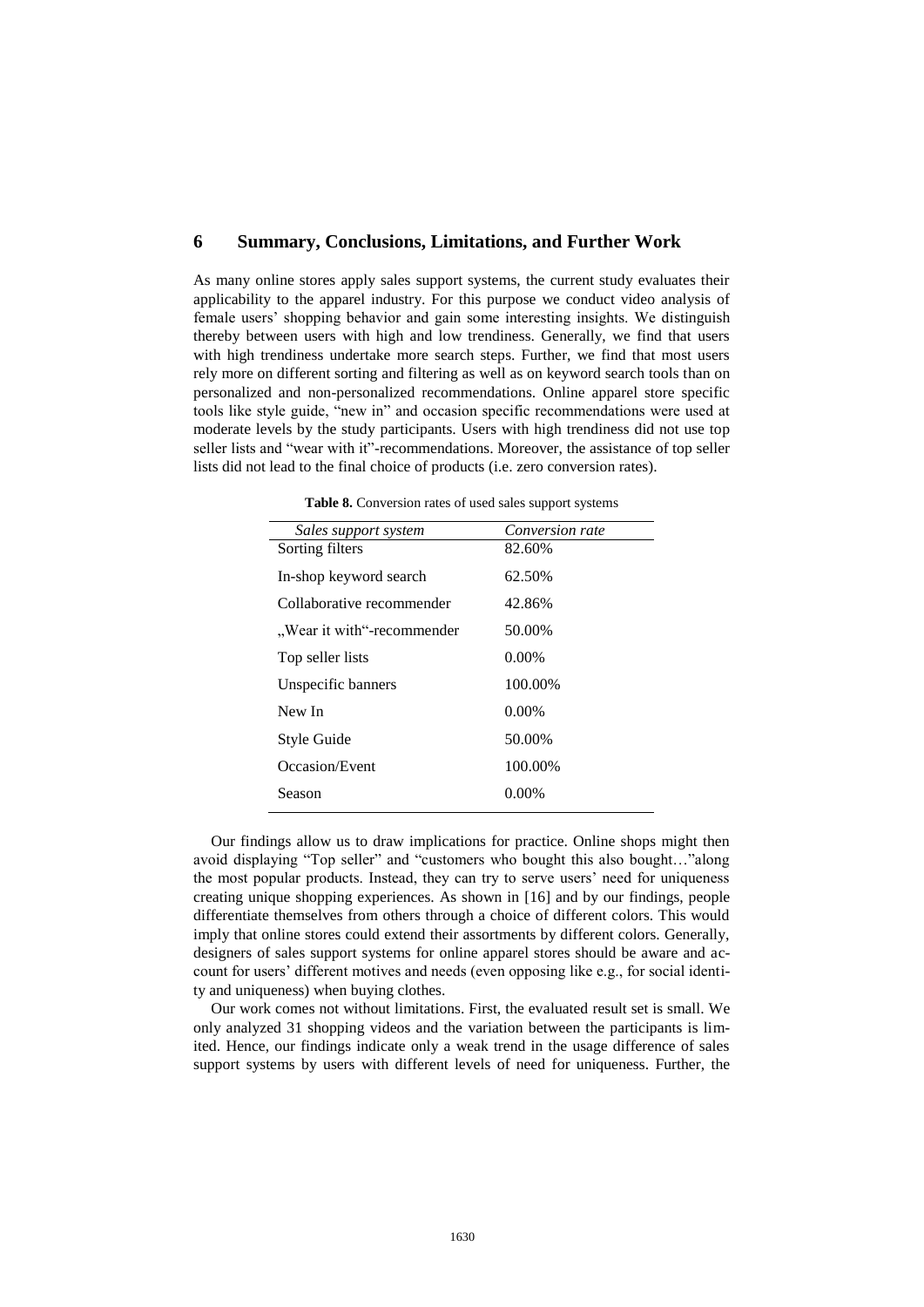## 6 Summary, Conclusions, Limitations, and Further Work

As many online stores apply sales support systems, the current study evaluates their applicability to the apparel industry. For this purpose we conduct video analysis of female users' shopping behavior and gain some interesting insights. We distinguish thereby between users with high and low trendiness. Generally, we find that users with high trendiness undertake more search steps. Further, we find that most users rely more on different sorting and filtering as well as on keyword search tools than on personalized and non-personalized recommendations. Online apparel store specific tools like style guide, "new in" and occasion specific recommendations were used at moderate levels by the study participants. Users with high trendiness did not use top seller lists and "wear with it"-recommendations. Moreover, the assistance of top seller lists did not lead to the final choice of products (i.e. zero conversion rates).

**Table 8.** Conversion rates of used sales support systems

| *Sales support system* | *Conversion rate* |
|---|---|
| Sorting filters | 82.60% |
| In-shop keyword search | 62.50% |
| Collaborative recommender | 42.86% |
| „Wear it with"-recommender | 50.00% |
| Top seller lists | 0.00% |
| Unspecific banners | 100.00% |
| New In | 0.00% |
| Style Guide | 50.00% |
| Occasion/Event | 100.00% |
| Season | 0.00% |

Our findings allow us to draw implications for practice. Online shops might then avoid displaying "Top seller" and "customers who bought this also bought…"along the most popular products. Instead, they can try to serve users' need for uniqueness creating unique shopping experiences. As shown in [16] and by our findings, people differentiate themselves from others through a choice of different colors. This would imply that online stores could extend their assortments by different colors. Generally, designers of sales support systems for online apparel stores should be aware and account for users' different motives and needs (even opposing like e.g., for social identity and uniqueness) when buying clothes.

Our work comes not without limitations. First, the evaluated result set is small. We only analyzed 31 shopping videos and the variation between the participants is limited. Hence, our findings indicate only a weak trend in the usage difference of sales support systems by users with different levels of need for uniqueness. Further, the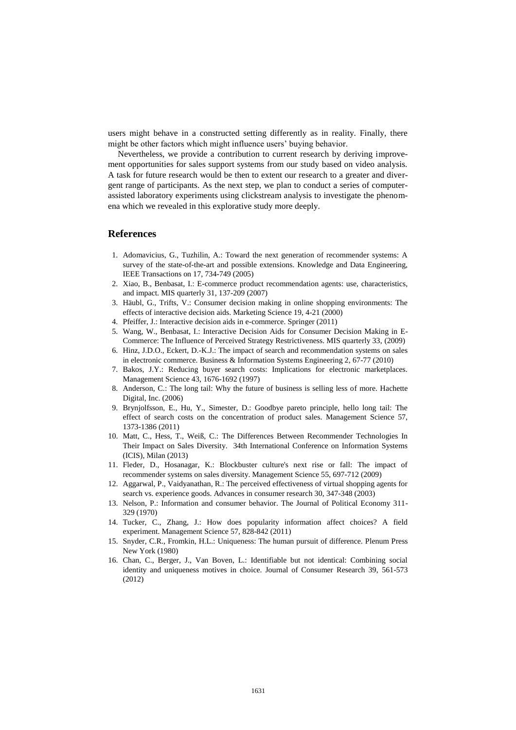users might behave in a constructed setting differently as in reality. Finally, there might be other factors which might influence users' buying behavior.

Nevertheless, we provide a contribution to current research by deriving improvement opportunities for sales support systems from our study based on video analysis. A task for future research would be then to extent our research to a greater and divergent range of participants. As the next step, we plan to conduct a series of computer-assisted laboratory experiments using clickstream analysis to investigate the phenomena which we revealed in this explorative study more deeply.

## References

1. Adomavicius, G., Tuzhilin, A.: Toward the next generation of recommender systems: A survey of the state-of-the-art and possible extensions. Knowledge and Data Engineering, IEEE Transactions on 17, 734-749 (2005)
2. Xiao, B., Benbasat, I.: E-commerce product recommendation agents: use, characteristics, and impact. MIS quarterly 31, 137-209 (2007)
3. Häubl, G., Trifts, V.: Consumer decision making in online shopping environments: The effects of interactive decision aids. Marketing Science 19, 4-21 (2000)
4. Pfeiffer, J.: Interactive decision aids in e-commerce. Springer (2011)
5. Wang, W., Benbasat, I.: Interactive Decision Aids for Consumer Decision Making in E-Commerce: The Influence of Perceived Strategy Restrictiveness. MIS quarterly 33, (2009)
6. Hinz, J.D.O., Eckert, D.-K.J.: The impact of search and recommendation systems on sales in electronic commerce. Business & Information Systems Engineering 2, 67-77 (2010)
7. Bakos, J.Y.: Reducing buyer search costs: Implications for electronic marketplaces. Management Science 43, 1676-1692 (1997)
8. Anderson, C.: The long tail: Why the future of business is selling less of more. Hachette Digital, Inc. (2006)
9. Brynjolfsson, E., Hu, Y., Simester, D.: Goodbye pareto principle, hello long tail: The effect of search costs on the concentration of product sales. Management Science 57, 1373-1386 (2011)
10. Matt, C., Hess, T., Weiß, C.: The Differences Between Recommender Technologies In Their Impact on Sales Diversity. 34th International Conference on Information Systems (ICIS), Milan (2013)
11. Fleder, D., Hosanagar, K.: Blockbuster culture's next rise or fall: The impact of recommender systems on sales diversity. Management Science 55, 697-712 (2009)
12. Aggarwal, P., Vaidyanathan, R.: The perceived effectiveness of virtual shopping agents for search vs. experience goods. Advances in consumer research 30, 347-348 (2003)
13. Nelson, P.: Information and consumer behavior. The Journal of Political Economy 311-329 (1970)
14. Tucker, C., Zhang, J.: How does popularity information affect choices? A field experiment. Management Science 57, 828-842 (2011)
15. Snyder, C.R., Fromkin, H.L.: Uniqueness: The human pursuit of difference. Plenum Press New York (1980)
16. Chan, C., Berger, J., Van Boven, L.: Identifiable but not identical: Combining social identity and uniqueness motives in choice. Journal of Consumer Research 39, 561-573 (2012)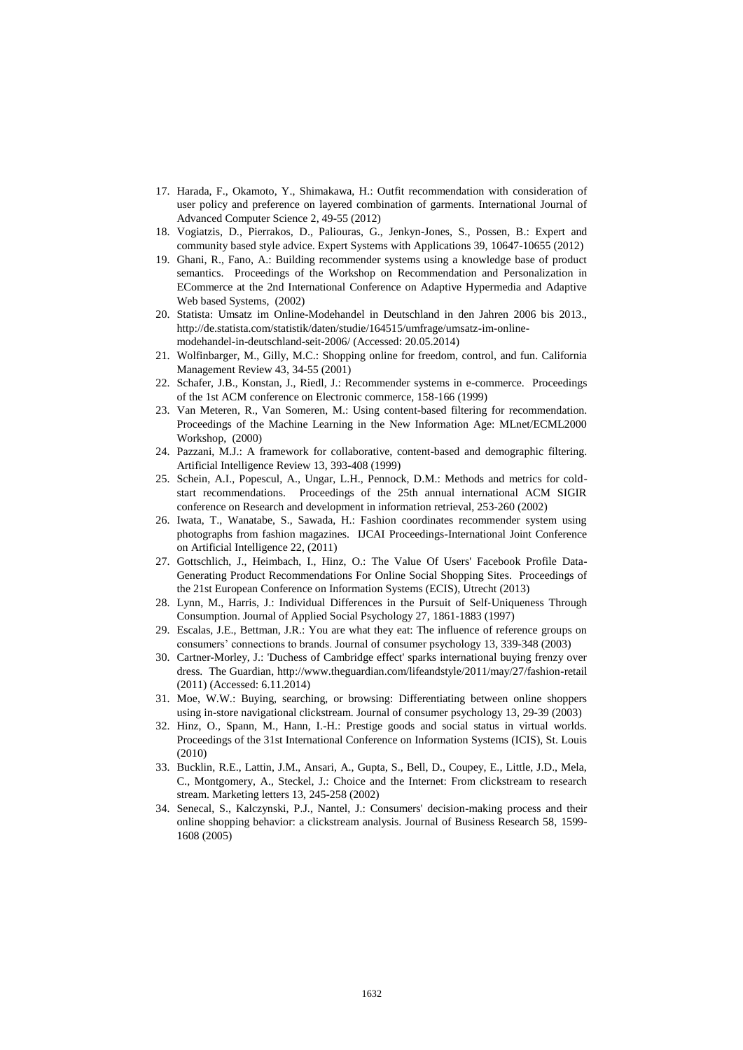17. Harada, F., Okamoto, Y., Shimakawa, H.: Outfit recommendation with consideration of user policy and preference on layered combination of garments. International Journal of Advanced Computer Science 2, 49-55 (2012)
18. Vogiatzis, D., Pierrakos, D., Paliouras, G., Jenkyn-Jones, S., Possen, B.: Expert and community based style advice. Expert Systems with Applications 39, 10647-10655 (2012)
19. Ghani, R., Fano, A.: Building recommender systems using a knowledge base of product semantics. Proceedings of the Workshop on Recommendation and Personalization in ECommerce at the 2nd International Conference on Adaptive Hypermedia and Adaptive Web based Systems, (2002)
20. Statista: Umsatz im Online-Modehandel in Deutschland in den Jahren 2006 bis 2013., http://de.statista.com/statistik/daten/studie/164515/umfrage/umsatz-im-online-modehandel-in-deutschland-seit-2006/ (Accessed: 20.05.2014)
21. Wolfinbarger, M., Gilly, M.C.: Shopping online for freedom, control, and fun. California Management Review 43, 34-55 (2001)
22. Schafer, J.B., Konstan, J., Riedl, J.: Recommender systems in e-commerce. Proceedings of the 1st ACM conference on Electronic commerce, 158-166 (1999)
23. Van Meteren, R., Van Someren, M.: Using content-based filtering for recommendation. Proceedings of the Machine Learning in the New Information Age: MLnet/ECML2000 Workshop, (2000)
24. Pazzani, M.J.: A framework for collaborative, content-based and demographic filtering. Artificial Intelligence Review 13, 393-408 (1999)
25. Schein, A.I., Popescul, A., Ungar, L.H., Pennock, D.M.: Methods and metrics for cold-start recommendations. Proceedings of the 25th annual international ACM SIGIR conference on Research and development in information retrieval, 253-260 (2002)
26. Iwata, T., Wanatabe, S., Sawada, H.: Fashion coordinates recommender system using photographs from fashion magazines. IJCAI Proceedings-International Joint Conference on Artificial Intelligence 22, (2011)
27. Gottschlich, J., Heimbach, I., Hinz, O.: The Value Of Users' Facebook Profile Data-Generating Product Recommendations For Online Social Shopping Sites. Proceedings of the 21st European Conference on Information Systems (ECIS), Utrecht (2013)
28. Lynn, M., Harris, J.: Individual Differences in the Pursuit of Self-Uniqueness Through Consumption. Journal of Applied Social Psychology 27, 1861-1883 (1997)
29. Escalas, J.E., Bettman, J.R.: You are what they eat: The influence of reference groups on consumers' connections to brands. Journal of consumer psychology 13, 339-348 (2003)
30. Cartner-Morley, J.: 'Duchess of Cambridge effect' sparks international buying frenzy over dress. The Guardian, http://www.theguardian.com/lifeandstyle/2011/may/27/fashion-retail (2011) (Accessed: 6.11.2014)
31. Moe, W.W.: Buying, searching, or browsing: Differentiating between online shoppers using in-store navigational clickstream. Journal of consumer psychology 13, 29-39 (2003)
32. Hinz, O., Spann, M., Hann, I.-H.: Prestige goods and social status in virtual worlds. Proceedings of the 31st International Conference on Information Systems (ICIS), St. Louis (2010)
33. Bucklin, R.E., Lattin, J.M., Ansari, A., Gupta, S., Bell, D., Coupey, E., Little, J.D., Mela, C., Montgomery, A., Steckel, J.: Choice and the Internet: From clickstream to research stream. Marketing letters 13, 245-258 (2002)
34. Senecal, S., Kalczynski, P.J., Nantel, J.: Consumers' decision-making process and their online shopping behavior: a clickstream analysis. Journal of Business Research 58, 1599-1608 (2005)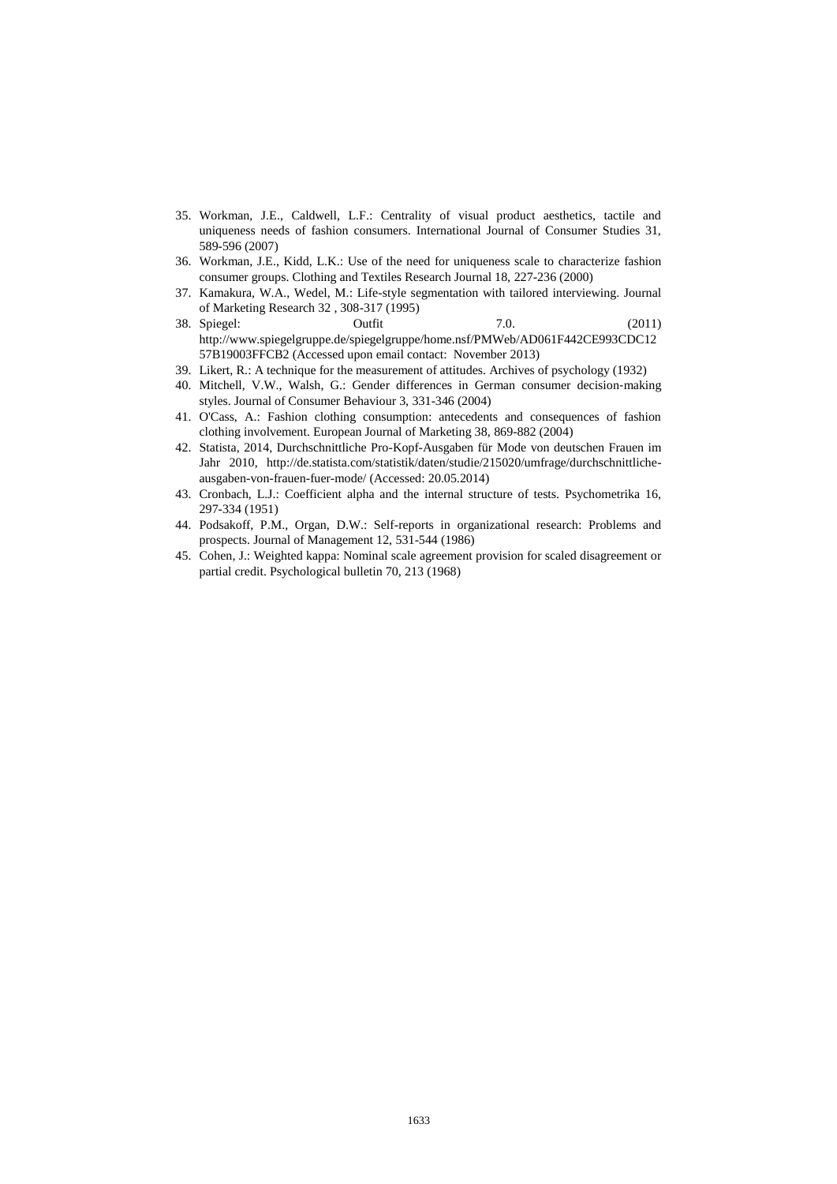35. Workman, J.E., Caldwell, L.F.: Centrality of visual product aesthetics, tactile and uniqueness needs of fashion consumers. International Journal of Consumer Studies 31, 589-596 (2007)
36. Workman, J.E., Kidd, L.K.: Use of the need for uniqueness scale to characterize fashion consumer groups. Clothing and Textiles Research Journal 18, 227-236 (2000)
37. Kamakura, W.A., Wedel, M.: Life-style segmentation with tailored interviewing. Journal of Marketing Research 32 , 308-317 (1995)
38. Spiegel: Outfit 7.0. (2011) http://www.spiegelgruppe.de/spiegelgruppe/home.nsf/PMWeb/AD061F442CE993CDC1257B19003FFCB2 (Accessed upon email contact: November 2013)
39. Likert, R.: A technique for the measurement of attitudes. Archives of psychology (1932)
40. Mitchell, V.W., Walsh, G.: Gender differences in German consumer decision-making styles. Journal of Consumer Behaviour 3, 331-346 (2004)
41. O'Cass, A.: Fashion clothing consumption: antecedents and consequences of fashion clothing involvement. European Journal of Marketing 38, 869-882 (2004)
42. Statista, 2014, Durchschnittliche Pro-Kopf-Ausgaben für Mode von deutschen Frauen im Jahr 2010, http://de.statista.com/statistik/daten/studie/215020/umfrage/durchschnittliche-ausgaben-von-frauen-fuer-mode/ (Accessed: 20.05.2014)
43. Cronbach, L.J.: Coefficient alpha and the internal structure of tests. Psychometrika 16, 297-334 (1951)
44. Podsakoff, P.M., Organ, D.W.: Self-reports in organizational research: Problems and prospects. Journal of Management 12, 531-544 (1986)
45. Cohen, J.: Weighted kappa: Nominal scale agreement provision for scaled disagreement or partial credit. Psychological bulletin 70, 213 (1968)